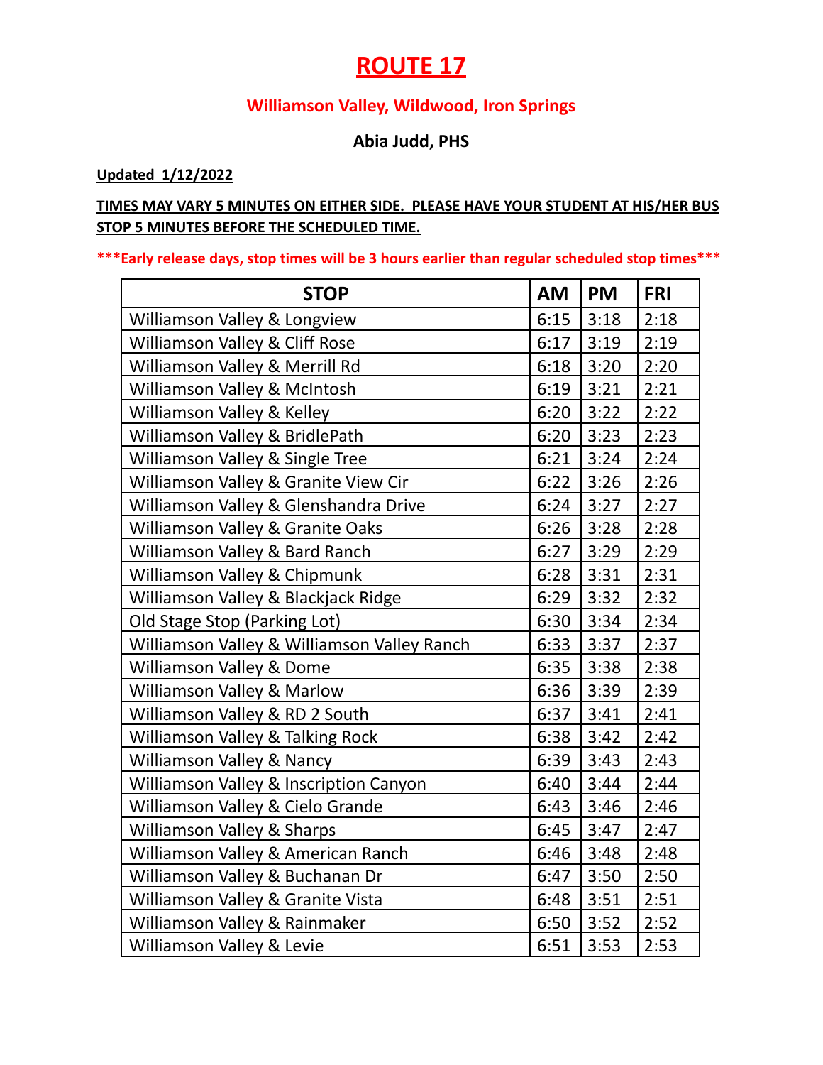# ROUTE 17

### Williamson Valley, Wildwood, Iron Springs

**Abia Judd, PHS**

**Updated 1/12/2022**

**TIMES MAY VARY 5 MINUTES ON EITHER SIDE. PLEASE HAVE YOUR STUDENT AT HIS/HER BUS STOP 5 MINUTES BEFORE THE SCHEDULED TIME.**

**\*\*\*Early release days, stop times will be 3 hours earlier than regular scheduled stop times\*\*\***

| STOP | AM | PM | FRI |
|---|---|---|---|
| Williamson Valley & Longview | 6:15 | 3:18 | 2:18 |
| Williamson Valley & Cliff Rose | 6:17 | 3:19 | 2:19 |
| Williamson Valley & Merrill Rd | 6:18 | 3:20 | 2:20 |
| Williamson Valley & McIntosh | 6:19 | 3:21 | 2:21 |
| Williamson Valley & Kelley | 6:20 | 3:22 | 2:22 |
| Williamson Valley & BridlePath | 6:20 | 3:23 | 2:23 |
| Williamson Valley & Single Tree | 6:21 | 3:24 | 2:24 |
| Williamson Valley & Granite View Cir | 6:22 | 3:26 | 2:26 |
| Williamson Valley & Glenshandra Drive | 6:24 | 3:27 | 2:27 |
| Williamson Valley & Granite Oaks | 6:26 | 3:28 | 2:28 |
| Williamson Valley & Bard Ranch | 6:27 | 3:29 | 2:29 |
| Williamson Valley & Chipmunk | 6:28 | 3:31 | 2:31 |
| Williamson Valley & Blackjack Ridge | 6:29 | 3:32 | 2:32 |
| Old Stage Stop (Parking Lot) | 6:30 | 3:34 | 2:34 |
| Williamson Valley & Williamson Valley Ranch | 6:33 | 3:37 | 2:37 |
| Williamson Valley & Dome | 6:35 | 3:38 | 2:38 |
| Williamson Valley & Marlow | 6:36 | 3:39 | 2:39 |
| Williamson Valley & RD 2 South | 6:37 | 3:41 | 2:41 |
| Williamson Valley & Talking Rock | 6:38 | 3:42 | 2:42 |
| Williamson Valley & Nancy | 6:39 | 3:43 | 2:43 |
| Williamson Valley & Inscription Canyon | 6:40 | 3:44 | 2:44 |
| Williamson Valley & Cielo Grande | 6:43 | 3:46 | 2:46 |
| Williamson Valley & Sharps | 6:45 | 3:47 | 2:47 |
| Williamson Valley & American Ranch | 6:46 | 3:48 | 2:48 |
| Williamson Valley & Buchanan Dr | 6:47 | 3:50 | 2:50 |
| Williamson Valley & Granite Vista | 6:48 | 3:51 | 2:51 |
| Williamson Valley & Rainmaker | 6:50 | 3:52 | 2:52 |
| Williamson Valley & Levie | 6:51 | 3:53 | 2:53 |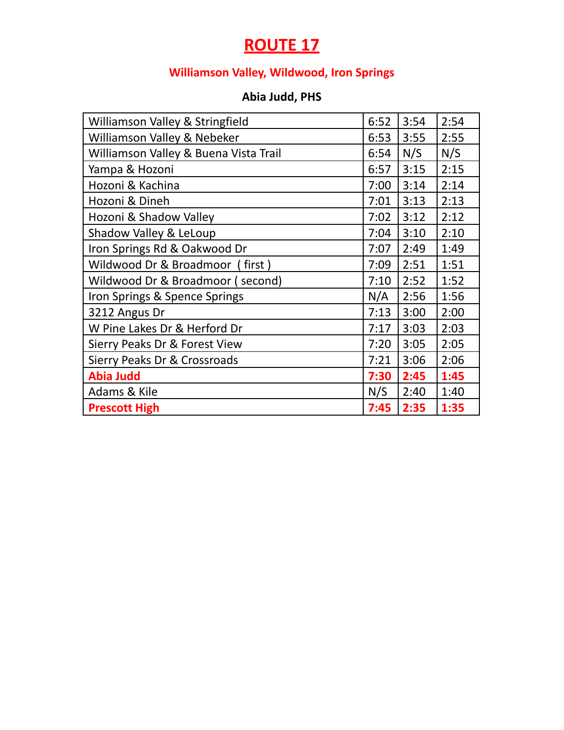# ROUTE 17

### Williamson Valley, Wildwood, Iron Springs

**Abia Judd, PHS**

| | | | |
|---|---|---|---|
| Williamson Valley & Stringfield | 6:52 | 3:54 | 2:54 |
| Williamson Valley & Nebeker | 6:53 | 3:55 | 2:55 |
| Williamson Valley & Buena Vista Trail | 6:54 | N/S | N/S |
| Yampa & Hozoni | 6:57 | 3:15 | 2:15 |
| Hozoni & Kachina | 7:00 | 3:14 | 2:14 |
| Hozoni & Dineh | 7:01 | 3:13 | 2:13 |
| Hozoni & Shadow Valley | 7:02 | 3:12 | 2:12 |
| Shadow Valley & LeLoup | 7:04 | 3:10 | 2:10 |
| Iron Springs Rd & Oakwood Dr | 7:07 | 2:49 | 1:49 |
| Wildwood Dr & Broadmoor ( first ) | 7:09 | 2:51 | 1:51 |
| Wildwood Dr & Broadmoor ( second) | 7:10 | 2:52 | 1:52 |
| Iron Springs & Spence Springs | N/A | 2:56 | 1:56 |
| 3212 Angus Dr | 7:13 | 3:00 | 2:00 |
| W Pine Lakes Dr & Herford Dr | 7:17 | 3:03 | 2:03 |
| Sierry Peaks Dr & Forest View | 7:20 | 3:05 | 2:05 |
| Sierry Peaks Dr & Crossroads | 7:21 | 3:06 | 2:06 |
| **Abia Judd** | **7:30** | **2:45** | **1:45** |
| Adams & Kile | N/S | 2:40 | 1:40 |
| **Prescott High** | **7:45** | **2:35** | **1:35** |